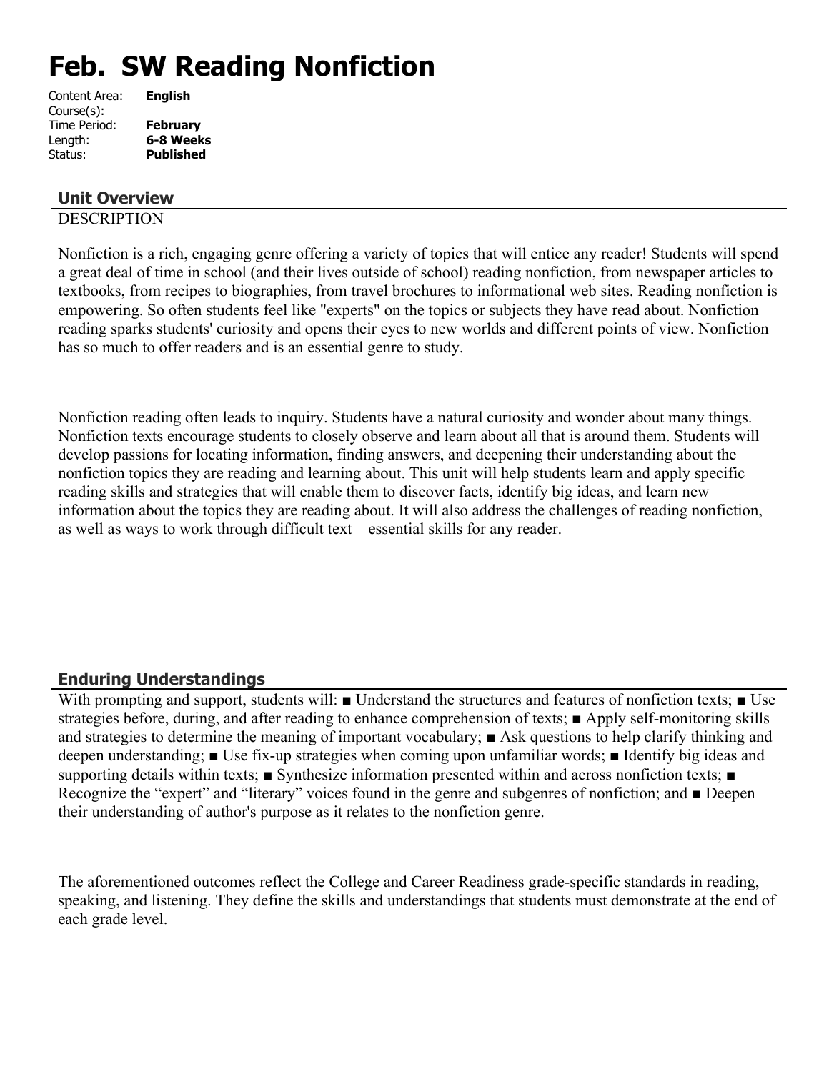# Feb. SW Reading Nonfiction

| | |
|---|---|
| Content Area: | **English** |
| Course(s): | |
| Time Period: | **February** |
| Length: | **6-8 Weeks** |
| Status: | **Published** |

## Unit Overview

DESCRIPTION

Nonfiction is a rich, engaging genre offering a variety of topics that will entice any reader! Students will spend a great deal of time in school (and their lives outside of school) reading nonfiction, from newspaper articles to textbooks, from recipes to biographies, from travel brochures to informational web sites. Reading nonfiction is empowering. So often students feel like "experts" on the topics or subjects they have read about. Nonfiction reading sparks students' curiosity and opens their eyes to new worlds and different points of view. Nonfiction has so much to offer readers and is an essential genre to study.

Nonfiction reading often leads to inquiry. Students have a natural curiosity and wonder about many things. Nonfiction texts encourage students to closely observe and learn about all that is around them. Students will develop passions for locating information, finding answers, and deepening their understanding about the nonfiction topics they are reading and learning about. This unit will help students learn and apply specific reading skills and strategies that will enable them to discover facts, identify big ideas, and learn new information about the topics they are reading about. It will also address the challenges of reading nonfiction, as well as ways to work through difficult text—essential skills for any reader.

## Enduring Understandings

With prompting and support, students will: ■ Understand the structures and features of nonfiction texts; ■ Use strategies before, during, and after reading to enhance comprehension of texts; ■ Apply self-monitoring skills and strategies to determine the meaning of important vocabulary; ■ Ask questions to help clarify thinking and deepen understanding; ■ Use fix-up strategies when coming upon unfamiliar words; ■ Identify big ideas and supporting details within texts; ■ Synthesize information presented within and across nonfiction texts; ■ Recognize the "expert" and "literary" voices found in the genre and subgenres of nonfiction; and ■ Deepen their understanding of author's purpose as it relates to the nonfiction genre.

The aforementioned outcomes reflect the College and Career Readiness grade-specific standards in reading, speaking, and listening. They define the skills and understandings that students must demonstrate at the end of each grade level.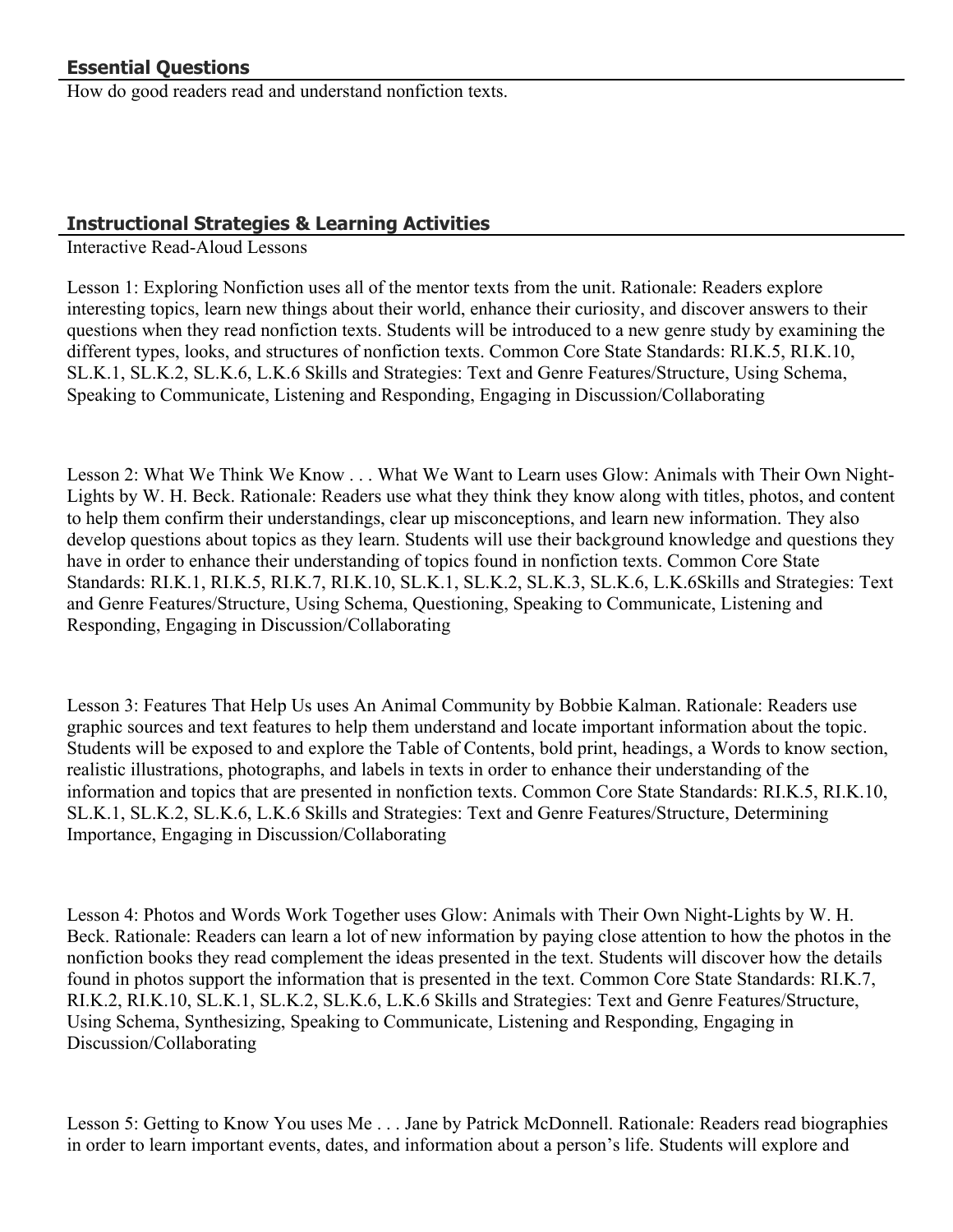## Essential Questions

How do good readers read and understand nonfiction texts.

## Instructional Strategies & Learning Activities

Interactive Read-Aloud Lessons

Lesson 1: Exploring Nonfiction uses all of the mentor texts from the unit. Rationale: Readers explore interesting topics, learn new things about their world, enhance their curiosity, and discover answers to their questions when they read nonfiction texts. Students will be introduced to a new genre study by examining the different types, looks, and structures of nonfiction texts. Common Core State Standards: RI.K.5, RI.K.10, SL.K.1, SL.K.2, SL.K.6, L.K.6 Skills and Strategies: Text and Genre Features/Structure, Using Schema, Speaking to Communicate, Listening and Responding, Engaging in Discussion/Collaborating

Lesson 2: What We Think We Know . . . What We Want to Learn uses Glow: Animals with Their Own Night-Lights by W. H. Beck. Rationale: Readers use what they think they know along with titles, photos, and content to help them confirm their understandings, clear up misconceptions, and learn new information. They also develop questions about topics as they learn. Students will use their background knowledge and questions they have in order to enhance their understanding of topics found in nonfiction texts. Common Core State Standards: RI.K.1, RI.K.5, RI.K.7, RI.K.10, SL.K.1, SL.K.2, SL.K.3, SL.K.6, L.K.6Skills and Strategies: Text and Genre Features/Structure, Using Schema, Questioning, Speaking to Communicate, Listening and Responding, Engaging in Discussion/Collaborating

Lesson 3: Features That Help Us uses An Animal Community by Bobbie Kalman. Rationale: Readers use graphic sources and text features to help them understand and locate important information about the topic. Students will be exposed to and explore the Table of Contents, bold print, headings, a Words to know section, realistic illustrations, photographs, and labels in texts in order to enhance their understanding of the information and topics that are presented in nonfiction texts. Common Core State Standards: RI.K.5, RI.K.10, SL.K.1, SL.K.2, SL.K.6, L.K.6 Skills and Strategies: Text and Genre Features/Structure, Determining Importance, Engaging in Discussion/Collaborating

Lesson 4: Photos and Words Work Together uses Glow: Animals with Their Own Night-Lights by W. H. Beck. Rationale: Readers can learn a lot of new information by paying close attention to how the photos in the nonfiction books they read complement the ideas presented in the text. Students will discover how the details found in photos support the information that is presented in the text. Common Core State Standards: RI.K.7, RI.K.2, RI.K.10, SL.K.1, SL.K.2, SL.K.6, L.K.6 Skills and Strategies: Text and Genre Features/Structure, Using Schema, Synthesizing, Speaking to Communicate, Listening and Responding, Engaging in Discussion/Collaborating

Lesson 5: Getting to Know You uses Me . . . Jane by Patrick McDonnell. Rationale: Readers read biographies in order to learn important events, dates, and information about a person's life. Students will explore and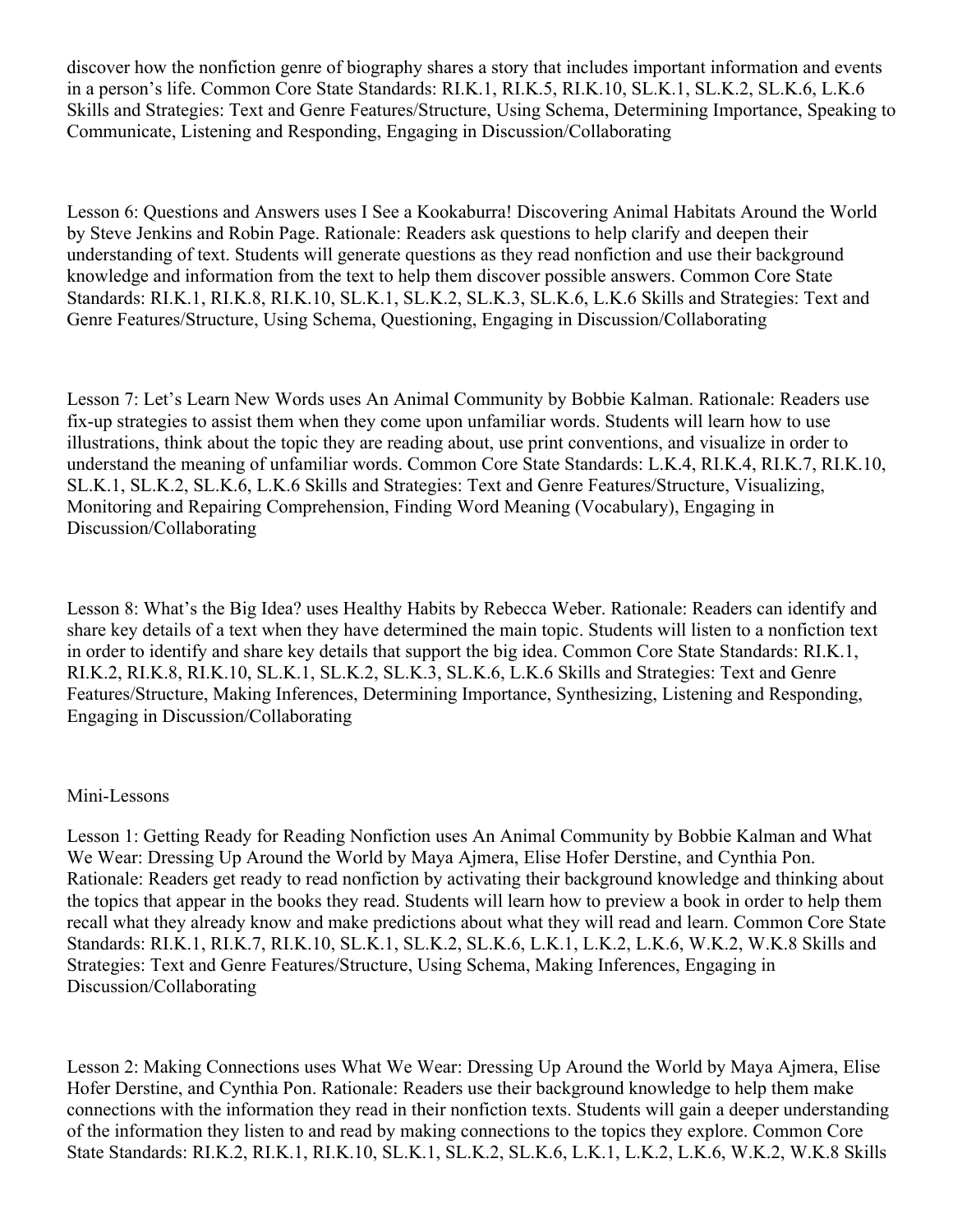discover how the nonfiction genre of biography shares a story that includes important information and events in a person's life. Common Core State Standards: RI.K.1, RI.K.5, RI.K.10, SL.K.1, SL.K.2, SL.K.6, L.K.6 Skills and Strategies: Text and Genre Features/Structure, Using Schema, Determining Importance, Speaking to Communicate, Listening and Responding, Engaging in Discussion/Collaborating

Lesson 6: Questions and Answers uses I See a Kookaburra! Discovering Animal Habitats Around the World by Steve Jenkins and Robin Page. Rationale: Readers ask questions to help clarify and deepen their understanding of text. Students will generate questions as they read nonfiction and use their background knowledge and information from the text to help them discover possible answers. Common Core State Standards: RI.K.1, RI.K.8, RI.K.10, SL.K.1, SL.K.2, SL.K.3, SL.K.6, L.K.6 Skills and Strategies: Text and Genre Features/Structure, Using Schema, Questioning, Engaging in Discussion/Collaborating

Lesson 7: Let's Learn New Words uses An Animal Community by Bobbie Kalman. Rationale: Readers use fix-up strategies to assist them when they come upon unfamiliar words. Students will learn how to use illustrations, think about the topic they are reading about, use print conventions, and visualize in order to understand the meaning of unfamiliar words. Common Core State Standards: L.K.4, RI.K.4, RI.K.7, RI.K.10, SL.K.1, SL.K.2, SL.K.6, L.K.6 Skills and Strategies: Text and Genre Features/Structure, Visualizing, Monitoring and Repairing Comprehension, Finding Word Meaning (Vocabulary), Engaging in Discussion/Collaborating

Lesson 8: What's the Big Idea? uses Healthy Habits by Rebecca Weber. Rationale: Readers can identify and share key details of a text when they have determined the main topic. Students will listen to a nonfiction text in order to identify and share key details that support the big idea. Common Core State Standards: RI.K.1, RI.K.2, RI.K.8, RI.K.10, SL.K.1, SL.K.2, SL.K.3, SL.K.6, L.K.6 Skills and Strategies: Text and Genre Features/Structure, Making Inferences, Determining Importance, Synthesizing, Listening and Responding, Engaging in Discussion/Collaborating

Mini-Lessons

Lesson 1: Getting Ready for Reading Nonfiction uses An Animal Community by Bobbie Kalman and What We Wear: Dressing Up Around the World by Maya Ajmera, Elise Hofer Derstine, and Cynthia Pon. Rationale: Readers get ready to read nonfiction by activating their background knowledge and thinking about the topics that appear in the books they read. Students will learn how to preview a book in order to help them recall what they already know and make predictions about what they will read and learn. Common Core State Standards: RI.K.1, RI.K.7, RI.K.10, SL.K.1, SL.K.2, SL.K.6, L.K.1, L.K.2, L.K.6, W.K.2, W.K.8 Skills and Strategies: Text and Genre Features/Structure, Using Schema, Making Inferences, Engaging in Discussion/Collaborating

Lesson 2: Making Connections uses What We Wear: Dressing Up Around the World by Maya Ajmera, Elise Hofer Derstine, and Cynthia Pon. Rationale: Readers use their background knowledge to help them make connections with the information they read in their nonfiction texts. Students will gain a deeper understanding of the information they listen to and read by making connections to the topics they explore. Common Core State Standards: RI.K.2, RI.K.1, RI.K.10, SL.K.1, SL.K.2, SL.K.6, L.K.1, L.K.2, L.K.6, W.K.2, W.K.8 Skills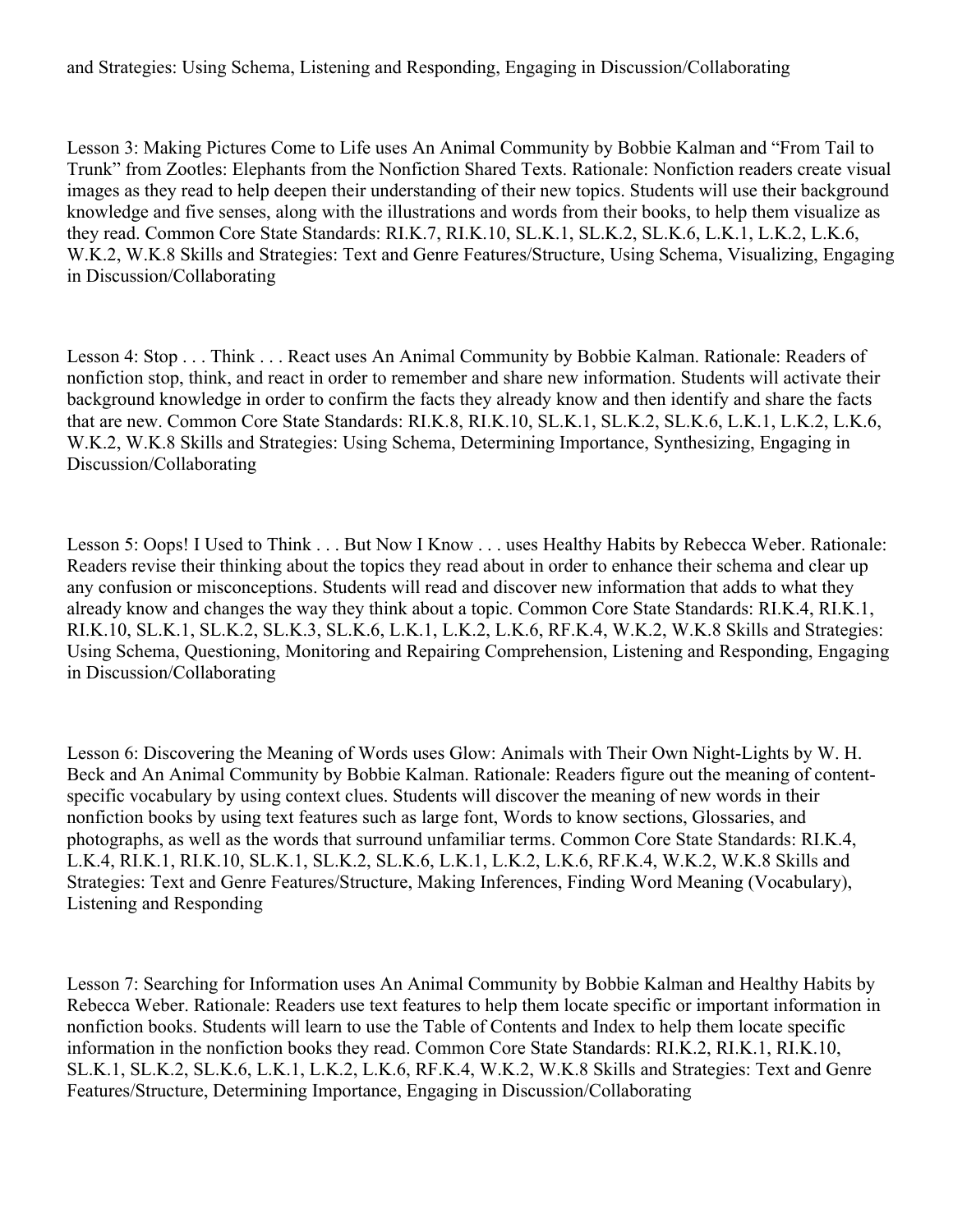and Strategies: Using Schema, Listening and Responding, Engaging in Discussion/Collaborating

Lesson 3: Making Pictures Come to Life uses An Animal Community by Bobbie Kalman and "From Tail to Trunk" from Zootles: Elephants from the Nonfiction Shared Texts. Rationale: Nonfiction readers create visual images as they read to help deepen their understanding of their new topics. Students will use their background knowledge and five senses, along with the illustrations and words from their books, to help them visualize as they read. Common Core State Standards: RI.K.7, RI.K.10, SL.K.1, SL.K.2, SL.K.6, L.K.1, L.K.2, L.K.6, W.K.2, W.K.8 Skills and Strategies: Text and Genre Features/Structure, Using Schema, Visualizing, Engaging in Discussion/Collaborating

Lesson 4: Stop . . . Think . . . React uses An Animal Community by Bobbie Kalman. Rationale: Readers of nonfiction stop, think, and react in order to remember and share new information. Students will activate their background knowledge in order to confirm the facts they already know and then identify and share the facts that are new. Common Core State Standards: RI.K.8, RI.K.10, SL.K.1, SL.K.2, SL.K.6, L.K.1, L.K.2, L.K.6, W.K.2, W.K.8 Skills and Strategies: Using Schema, Determining Importance, Synthesizing, Engaging in Discussion/Collaborating

Lesson 5: Oops! I Used to Think . . . But Now I Know . . . uses Healthy Habits by Rebecca Weber. Rationale: Readers revise their thinking about the topics they read about in order to enhance their schema and clear up any confusion or misconceptions. Students will read and discover new information that adds to what they already know and changes the way they think about a topic. Common Core State Standards: RI.K.4, RI.K.1, RI.K.10, SL.K.1, SL.K.2, SL.K.3, SL.K.6, L.K.1, L.K.2, L.K.6, RF.K.4, W.K.2, W.K.8 Skills and Strategies: Using Schema, Questioning, Monitoring and Repairing Comprehension, Listening and Responding, Engaging in Discussion/Collaborating

Lesson 6: Discovering the Meaning of Words uses Glow: Animals with Their Own Night-Lights by W. H. Beck and An Animal Community by Bobbie Kalman. Rationale: Readers figure out the meaning of content-specific vocabulary by using context clues. Students will discover the meaning of new words in their nonfiction books by using text features such as large font, Words to know sections, Glossaries, and photographs, as well as the words that surround unfamiliar terms. Common Core State Standards: RI.K.4, L.K.4, RI.K.1, RI.K.10, SL.K.1, SL.K.2, SL.K.6, L.K.1, L.K.2, L.K.6, RF.K.4, W.K.2, W.K.8 Skills and Strategies: Text and Genre Features/Structure, Making Inferences, Finding Word Meaning (Vocabulary), Listening and Responding

Lesson 7: Searching for Information uses An Animal Community by Bobbie Kalman and Healthy Habits by Rebecca Weber. Rationale: Readers use text features to help them locate specific or important information in nonfiction books. Students will learn to use the Table of Contents and Index to help them locate specific information in the nonfiction books they read. Common Core State Standards: RI.K.2, RI.K.1, RI.K.10, SL.K.1, SL.K.2, SL.K.6, L.K.1, L.K.2, L.K.6, RF.K.4, W.K.2, W.K.8 Skills and Strategies: Text and Genre Features/Structure, Determining Importance, Engaging in Discussion/Collaborating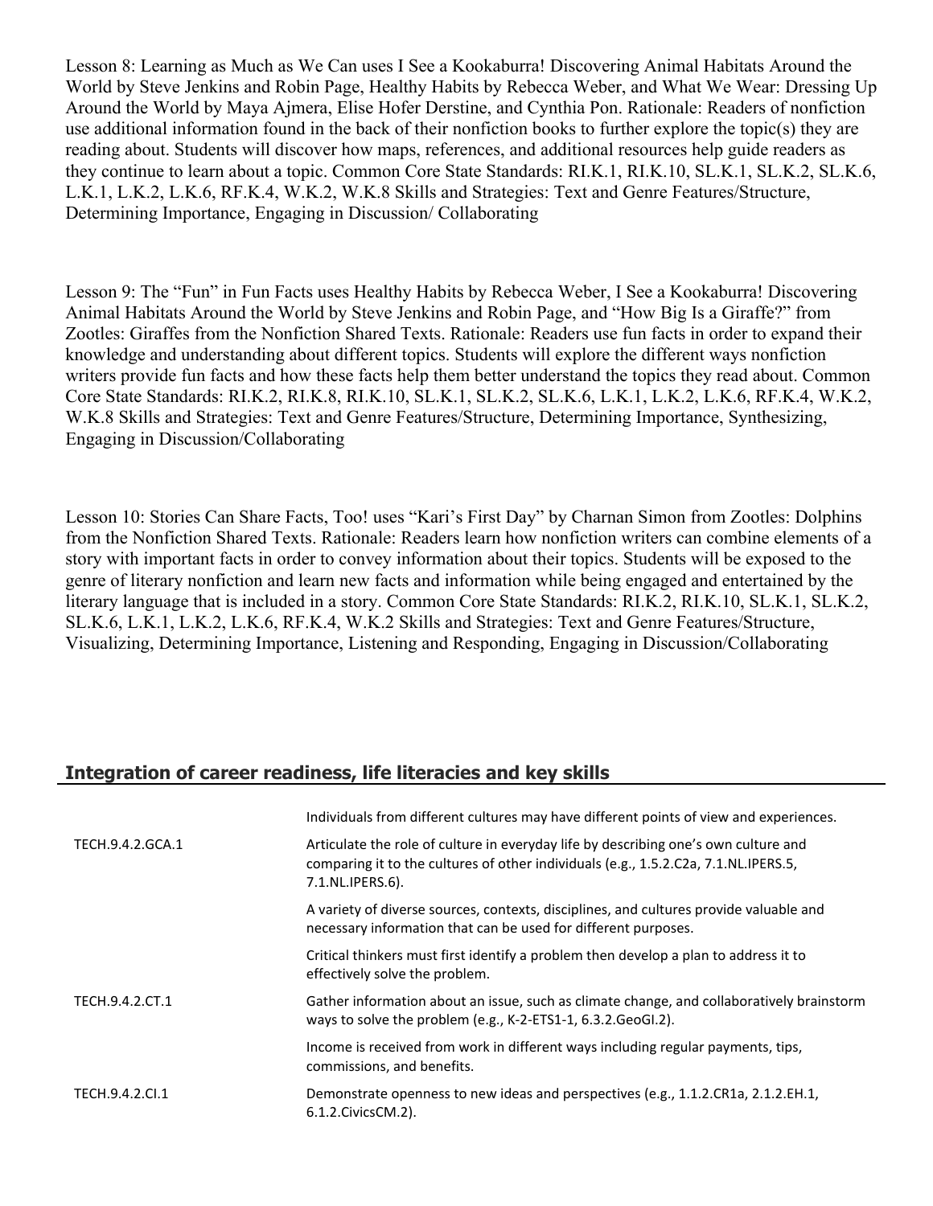Lesson 8: Learning as Much as We Can uses I See a Kookaburra! Discovering Animal Habitats Around the World by Steve Jenkins and Robin Page, Healthy Habits by Rebecca Weber, and What We Wear: Dressing Up Around the World by Maya Ajmera, Elise Hofer Derstine, and Cynthia Pon. Rationale: Readers of nonfiction use additional information found in the back of their nonfiction books to further explore the topic(s) they are reading about. Students will discover how maps, references, and additional resources help guide readers as they continue to learn about a topic. Common Core State Standards: RI.K.1, RI.K.10, SL.K.1, SL.K.2, SL.K.6, L.K.1, L.K.2, L.K.6, RF.K.4, W.K.2, W.K.8 Skills and Strategies: Text and Genre Features/Structure, Determining Importance, Engaging in Discussion/ Collaborating

Lesson 9: The "Fun" in Fun Facts uses Healthy Habits by Rebecca Weber, I See a Kookaburra! Discovering Animal Habitats Around the World by Steve Jenkins and Robin Page, and "How Big Is a Giraffe?" from Zootles: Giraffes from the Nonfiction Shared Texts. Rationale: Readers use fun facts in order to expand their knowledge and understanding about different topics. Students will explore the different ways nonfiction writers provide fun facts and how these facts help them better understand the topics they read about. Common Core State Standards: RI.K.2, RI.K.8, RI.K.10, SL.K.1, SL.K.2, SL.K.6, L.K.1, L.K.2, L.K.6, RF.K.4, W.K.2, W.K.8 Skills and Strategies: Text and Genre Features/Structure, Determining Importance, Synthesizing, Engaging in Discussion/Collaborating

Lesson 10: Stories Can Share Facts, Too! uses "Kari's First Day" by Charnan Simon from Zootles: Dolphins from the Nonfiction Shared Texts. Rationale: Readers learn how nonfiction writers can combine elements of a story with important facts in order to convey information about their topics. Students will be exposed to the genre of literary nonfiction and learn new facts and information while being engaged and entertained by the literary language that is included in a story. Common Core State Standards: RI.K.2, RI.K.10, SL.K.1, SL.K.2, SL.K.6, L.K.1, L.K.2, L.K.6, RF.K.4, W.K.2 Skills and Strategies: Text and Genre Features/Structure, Visualizing, Determining Importance, Listening and Responding, Engaging in Discussion/Collaborating

## Integration of career readiness, life literacies and key skills

| | |
|---|---|
| | Individuals from different cultures may have different points of view and experiences. |
| TECH.9.4.2.GCA.1 | Articulate the role of culture in everyday life by describing one's own culture and comparing it to the cultures of other individuals (e.g., 1.5.2.C2a, 7.1.NL.IPERS.5, 7.1.NL.IPERS.6). |
| | A variety of diverse sources, contexts, disciplines, and cultures provide valuable and necessary information that can be used for different purposes. |
| | Critical thinkers must first identify a problem then develop a plan to address it to effectively solve the problem. |
| TECH.9.4.2.CT.1 | Gather information about an issue, such as climate change, and collaboratively brainstorm ways to solve the problem (e.g., K-2-ETS1-1, 6.3.2.GeoGI.2). |
| | Income is received from work in different ways including regular payments, tips, commissions, and benefits. |
| TECH.9.4.2.CI.1 | Demonstrate openness to new ideas and perspectives (e.g., 1.1.2.CR1a, 2.1.2.EH.1, 6.1.2.CivicsCM.2). |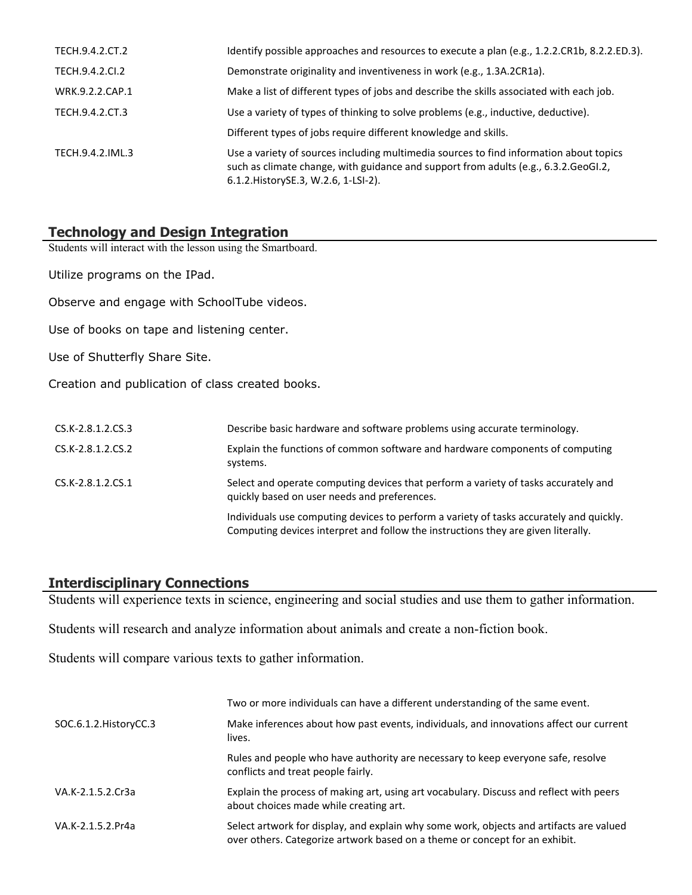| | |
|---|---|
| TECH.9.4.2.CT.2 | Identify possible approaches and resources to execute a plan (e.g., 1.2.2.CR1b, 8.2.2.ED.3). |
| TECH.9.4.2.CI.2 | Demonstrate originality and inventiveness in work (e.g., 1.3A.2CR1a). |
| WRK.9.2.2.CAP.1 | Make a list of different types of jobs and describe the skills associated with each job. |
| TECH.9.4.2.CT.3 | Use a variety of types of thinking to solve problems (e.g., inductive, deductive). |
| | Different types of jobs require different knowledge and skills. |
| TECH.9.4.2.IML.3 | Use a variety of sources including multimedia sources to find information about topics such as climate change, with guidance and support from adults (e.g., 6.3.2.GeoGI.2, 6.1.2.HistorySE.3, W.2.6, 1-LSI-2). |

## Technology and Design Integration

Students will interact with the lesson using the Smartboard.

Utilize programs on the IPad.

Observe and engage with SchoolTube videos.

Use of books on tape and listening center.

Use of Shutterfly Share Site.

Creation and publication of class created books.

| | |
|---|---|
| CS.K-2.8.1.2.CS.3 | Describe basic hardware and software problems using accurate terminology. |
| CS.K-2.8.1.2.CS.2 | Explain the functions of common software and hardware components of computing systems. |
| CS.K-2.8.1.2.CS.1 | Select and operate computing devices that perform a variety of tasks accurately and quickly based on user needs and preferences. |
| | Individuals use computing devices to perform a variety of tasks accurately and quickly. Computing devices interpret and follow the instructions they are given literally. |

## Interdisciplinary Connections

Students will experience texts in science, engineering and social studies and use them to gather information.

Students will research and analyze information about animals and create a non-fiction book.

Students will compare various texts to gather information.

| | |
|---|---|
| | Two or more individuals can have a different understanding of the same event. |
| SOC.6.1.2.HistoryCC.3 | Make inferences about how past events, individuals, and innovations affect our current lives. |
| | Rules and people who have authority are necessary to keep everyone safe, resolve conflicts and treat people fairly. |
| VA.K-2.1.5.2.Cr3a | Explain the process of making art, using art vocabulary. Discuss and reflect with peers about choices made while creating art. |
| VA.K-2.1.5.2.Pr4a | Select artwork for display, and explain why some work, objects and artifacts are valued over others. Categorize artwork based on a theme or concept for an exhibit. |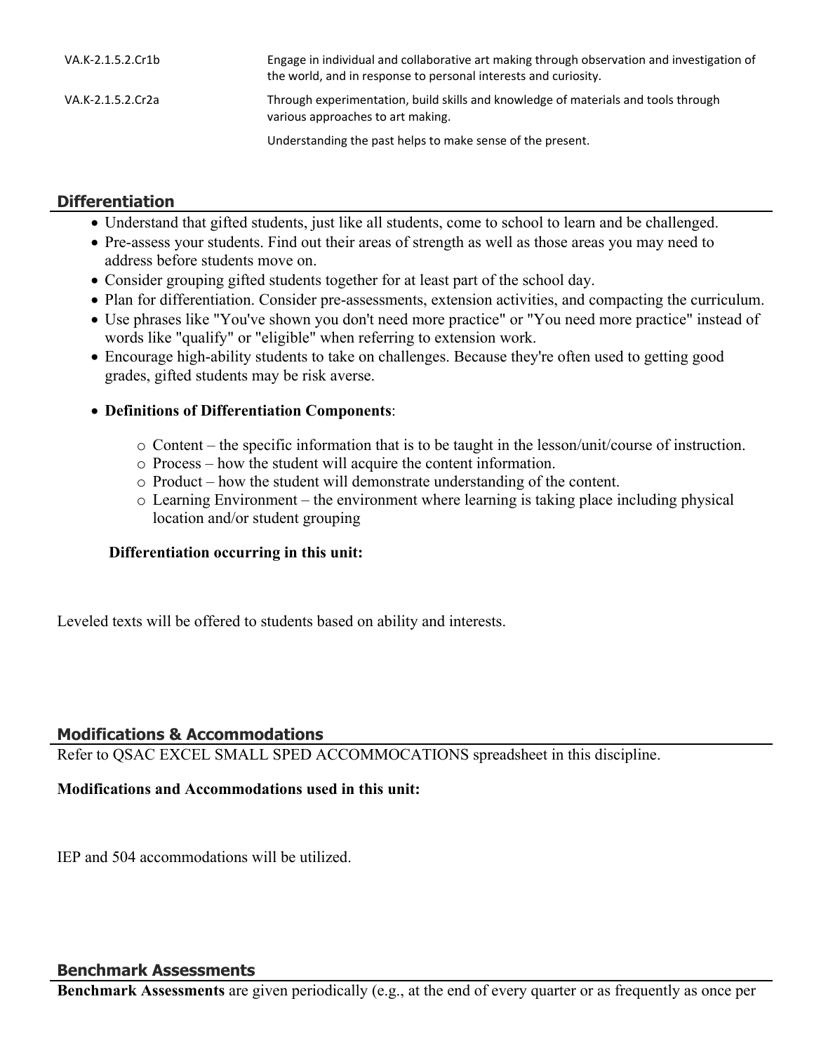| | |
|---|---|
| VA.K-2.1.5.2.Cr1b | Engage in individual and collaborative art making through observation and investigation of the world, and in response to personal interests and curiosity. |
| VA.K-2.1.5.2.Cr2a | Through experimentation, build skills and knowledge of materials and tools through various approaches to art making. |
| | Understanding the past helps to make sense of the present. |

## Differentiation

- Understand that gifted students, just like all students, come to school to learn and be challenged.
- Pre-assess your students. Find out their areas of strength as well as those areas you may need to address before students move on.
- Consider grouping gifted students together for at least part of the school day.
- Plan for differentiation. Consider pre-assessments, extension activities, and compacting the curriculum.
- Use phrases like "You've shown you don't need more practice" or "You need more practice" instead of words like "qualify" or "eligible" when referring to extension work.
- Encourage high-ability students to take on challenges. Because they're often used to getting good grades, gifted students may be risk averse.
- **Definitions of Differentiation Components**:
    - Content – the specific information that is to be taught in the lesson/unit/course of instruction.
    - Process – how the student will acquire the content information.
    - Product – how the student will demonstrate understanding of the content.
    - Learning Environment – the environment where learning is taking place including physical location and/or student grouping

**Differentiation occurring in this unit:**

Leveled texts will be offered to students based on ability and interests.

## Modifications & Accommodations

Refer to QSAC EXCEL SMALL SPED ACCOMMOCATIONS spreadsheet in this discipline.

**Modifications and Accommodations used in this unit:**

IEP and 504 accommodations will be utilized.

## Benchmark Assessments

**Benchmark Assessments** are given periodically (e.g., at the end of every quarter or as frequently as once per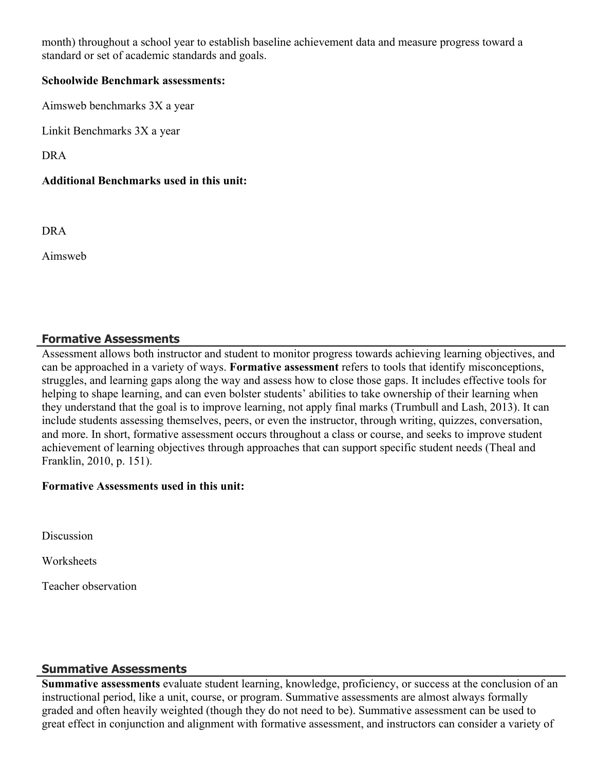month) throughout a school year to establish baseline achievement data and measure progress toward a standard or set of academic standards and goals.

**Schoolwide Benchmark assessments:**

Aimsweb benchmarks 3X a year

Linkit Benchmarks 3X a year

DRA

**Additional Benchmarks used in this unit:**

DRA

Aimsweb

## Formative Assessments

Assessment allows both instructor and student to monitor progress towards achieving learning objectives, and can be approached in a variety of ways. **Formative assessment** refers to tools that identify misconceptions, struggles, and learning gaps along the way and assess how to close those gaps. It includes effective tools for helping to shape learning, and can even bolster students' abilities to take ownership of their learning when they understand that the goal is to improve learning, not apply final marks (Trumbull and Lash, 2013). It can include students assessing themselves, peers, or even the instructor, through writing, quizzes, conversation, and more. In short, formative assessment occurs throughout a class or course, and seeks to improve student achievement of learning objectives through approaches that can support specific student needs (Theal and Franklin, 2010, p. 151).

**Formative Assessments used in this unit:**

Discussion

Worksheets

Teacher observation

## Summative Assessments

**Summative assessments** evaluate student learning, knowledge, proficiency, or success at the conclusion of an instructional period, like a unit, course, or program. Summative assessments are almost always formally graded and often heavily weighted (though they do not need to be). Summative assessment can be used to great effect in conjunction and alignment with formative assessment, and instructors can consider a variety of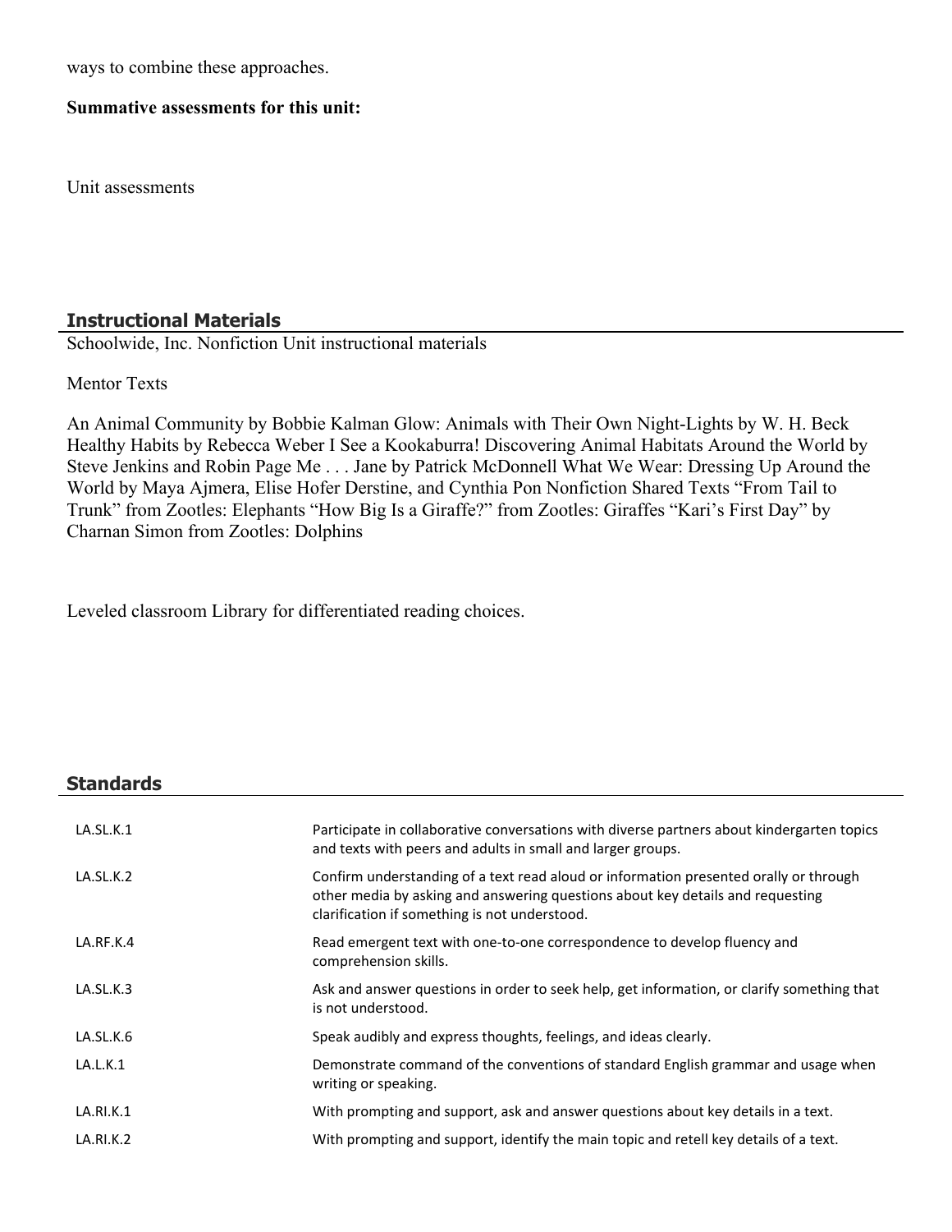ways to combine these approaches.

**Summative assessments for this unit:**

Unit assessments

## Instructional Materials

Schoolwide, Inc. Nonfiction Unit instructional materials

Mentor Texts

An Animal Community by Bobbie Kalman Glow: Animals with Their Own Night-Lights by W. H. Beck Healthy Habits by Rebecca Weber I See a Kookaburra! Discovering Animal Habitats Around the World by Steve Jenkins and Robin Page Me . . . Jane by Patrick McDonnell What We Wear: Dressing Up Around the World by Maya Ajmera, Elise Hofer Derstine, and Cynthia Pon Nonfiction Shared Texts “From Tail to Trunk” from Zootles: Elephants “How Big Is a Giraffe?” from Zootles: Giraffes “Kari’s First Day” by Charnan Simon from Zootles: Dolphins

Leveled classroom Library for differentiated reading choices.

## Standards

| | |
|---|---|
| LA.SL.K.1 | Participate in collaborative conversations with diverse partners about kindergarten topics and texts with peers and adults in small and larger groups. |
| LA.SL.K.2 | Confirm understanding of a text read aloud or information presented orally or through other media by asking and answering questions about key details and requesting clarification if something is not understood. |
| LA.RF.K.4 | Read emergent text with one-to-one correspondence to develop fluency and comprehension skills. |
| LA.SL.K.3 | Ask and answer questions in order to seek help, get information, or clarify something that is not understood. |
| LA.SL.K.6 | Speak audibly and express thoughts, feelings, and ideas clearly. |
| LA.L.K.1 | Demonstrate command of the conventions of standard English grammar and usage when writing or speaking. |
| LA.RI.K.1 | With prompting and support, ask and answer questions about key details in a text. |
| LA.RI.K.2 | With prompting and support, identify the main topic and retell key details of a text. |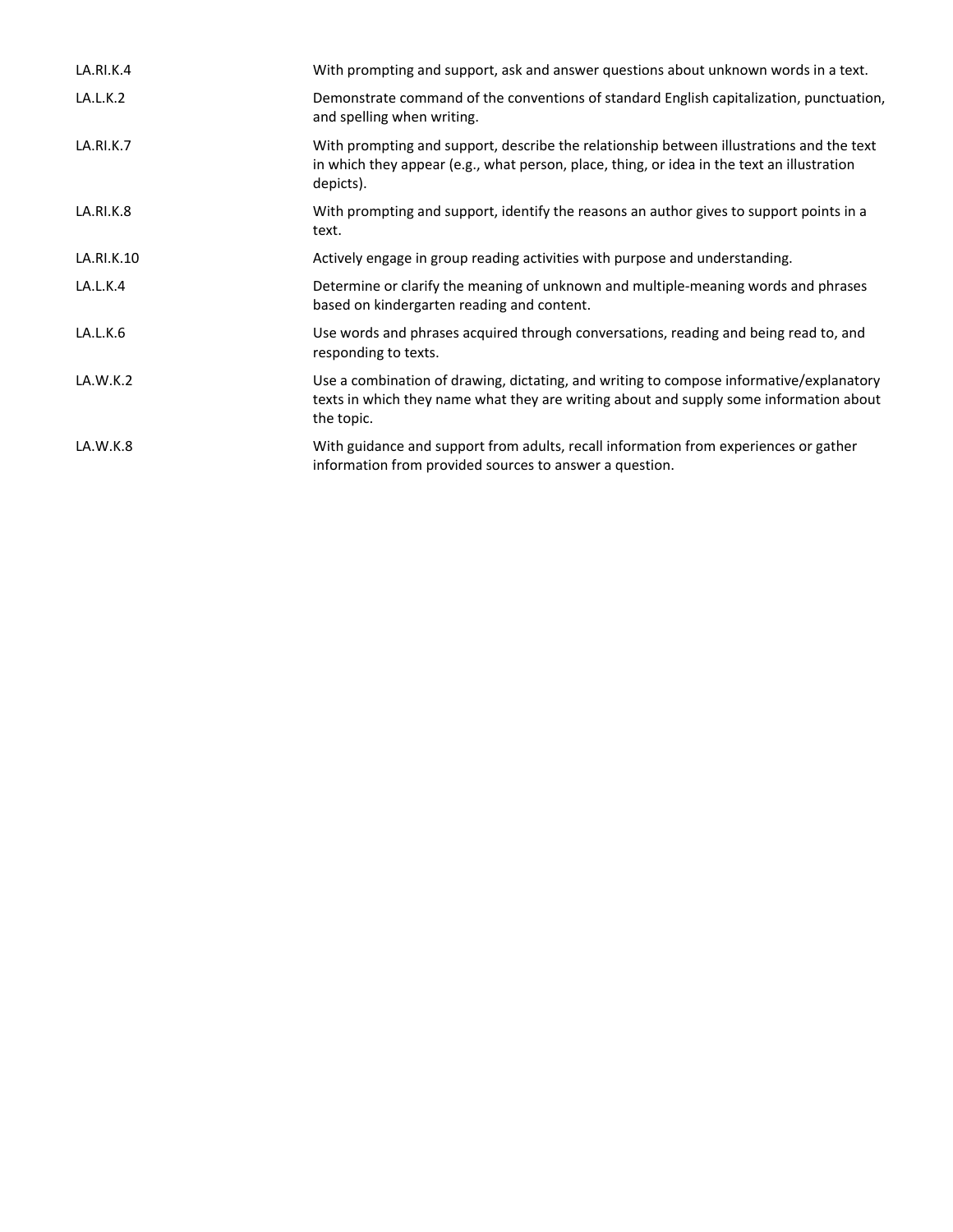| | |
|---|---|
| LA.RI.K.4 | With prompting and support, ask and answer questions about unknown words in a text. |
| LA.L.K.2 | Demonstrate command of the conventions of standard English capitalization, punctuation, and spelling when writing. |
| LA.RI.K.7 | With prompting and support, describe the relationship between illustrations and the text in which they appear (e.g., what person, place, thing, or idea in the text an illustration depicts). |
| LA.RI.K.8 | With prompting and support, identify the reasons an author gives to support points in a text. |
| LA.RI.K.10 | Actively engage in group reading activities with purpose and understanding. |
| LA.L.K.4 | Determine or clarify the meaning of unknown and multiple-meaning words and phrases based on kindergarten reading and content. |
| LA.L.K.6 | Use words and phrases acquired through conversations, reading and being read to, and responding to texts. |
| LA.W.K.2 | Use a combination of drawing, dictating, and writing to compose informative/explanatory texts in which they name what they are writing about and supply some information about the topic. |
| LA.W.K.8 | With guidance and support from adults, recall information from experiences or gather information from provided sources to answer a question. |